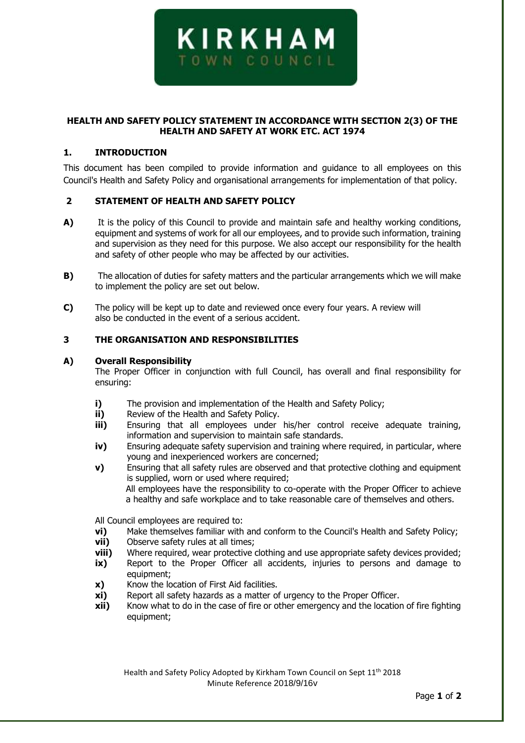KIRKHAM
TOWN COUNCIL

**HEALTH AND SAFETY POLICY STATEMENT IN ACCORDANCE WITH SECTION 2(3) OF THE HEALTH AND SAFETY AT WORK ETC. ACT 1974**

## 1. INTRODUCTION

This document has been compiled to provide information and guidance to all employees on this Council's Health and Safety Policy and organisational arrangements for implementation of that policy.

## 2 STATEMENT OF HEALTH AND SAFETY POLICY

**A)** It is the policy of this Council to provide and maintain safe and healthy working conditions, equipment and systems of work for all our employees, and to provide such information, training and supervision as they need for this purpose. We also accept our responsibility for the health and safety of other people who may be affected by our activities.

**B)** The allocation of duties for safety matters and the particular arrangements which we will make to implement the policy are set out below.

**C)** The policy will be kept up to date and reviewed once every four years. A review will also be conducted in the event of a serious accident.

## 3 THE ORGANISATION AND RESPONSIBILITIES

### A) Overall Responsibility

The Proper Officer in conjunction with full Council, has overall and final responsibility for ensuring:

- **i)** The provision and implementation of the Health and Safety Policy;
- **ii)** Review of the Health and Safety Policy.
- **iii)** Ensuring that all employees under his/her control receive adequate training, information and supervision to maintain safe standards.
- **iv)** Ensuring adequate safety supervision and training where required, in particular, where young and inexperienced workers are concerned;
- **v)** Ensuring that all safety rules are observed and that protective clothing and equipment is supplied, worn or used where required;

  All employees have the responsibility to co-operate with the Proper Officer to achieve a healthy and safe workplace and to take reasonable care of themselves and others.

All Council employees are required to:

- **vi)** Make themselves familiar with and conform to the Council's Health and Safety Policy;
- **vii)** Observe safety rules at all times;
- **viii)** Where required, wear protective clothing and use appropriate safety devices provided;
- **ix)** Report to the Proper Officer all accidents, injuries to persons and damage to equipment;
- **x)** Know the location of First Aid facilities.
- **xi)** Report all safety hazards as a matter of urgency to the Proper Officer.
- **xii)** Know what to do in the case of fire or other emergency and the location of fire fighting equipment;

Health and Safety Policy Adopted by Kirkham Town Council on Sept 11th 2018
Minute Reference 2018/9/16v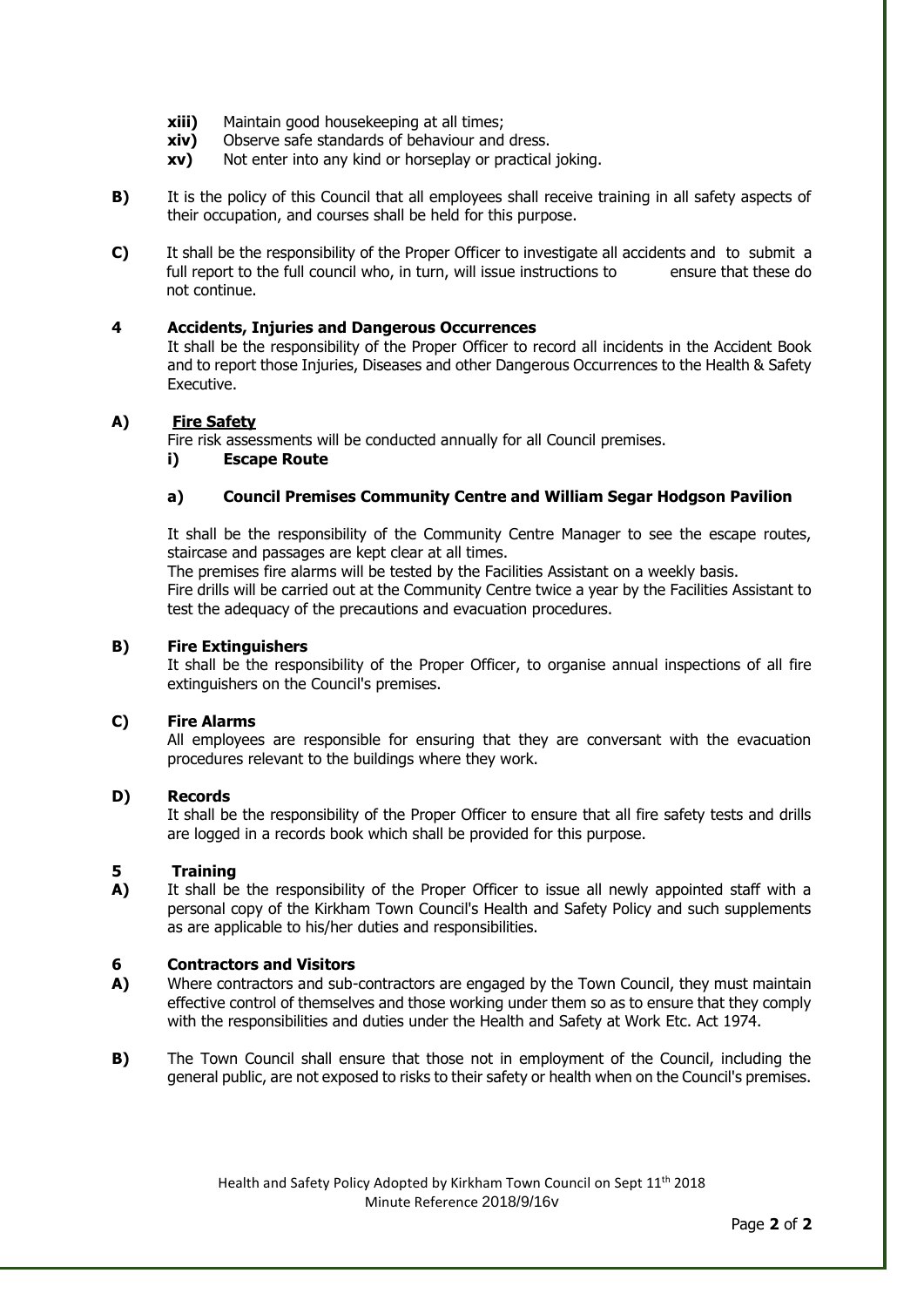**xiii)** Maintain good housekeeping at all times;
**xiv)** Observe safe standards of behaviour and dress.
**xv)** Not enter into any kind or horseplay or practical joking.

**B)** It is the policy of this Council that all employees shall receive training in all safety aspects of their occupation, and courses shall be held for this purpose.

**C)** It shall be the responsibility of the Proper Officer to investigate all accidents and to submit a full report to the full council who, in turn, will issue instructions to ensure that these do not continue.

## 4 Accidents, Injuries and Dangerous Occurrences

It shall be the responsibility of the Proper Officer to record all incidents in the Accident Book and to report those Injuries, Diseases and other Dangerous Occurrences to the Health & Safety Executive.

### A) Fire Safety

Fire risk assessments will be conducted annually for all Council premises.

**i) Escape Route**

**a) Council Premises Community Centre and William Segar Hodgson Pavilion**

It shall be the responsibility of the Community Centre Manager to see the escape routes, staircase and passages are kept clear at all times.
The premises fire alarms will be tested by the Facilities Assistant on a weekly basis.
Fire drills will be carried out at the Community Centre twice a year by the Facilities Assistant to test the adequacy of the precautions and evacuation procedures.

### B) Fire Extinguishers

It shall be the responsibility of the Proper Officer, to organise annual inspections of all fire extinguishers on the Council's premises.

### C) Fire Alarms

All employees are responsible for ensuring that they are conversant with the evacuation procedures relevant to the buildings where they work.

### D) Records

It shall be the responsibility of the Proper Officer to ensure that all fire safety tests and drills are logged in a records book which shall be provided for this purpose.

## 5 Training

**A)** It shall be the responsibility of the Proper Officer to issue all newly appointed staff with a personal copy of the Kirkham Town Council's Health and Safety Policy and such supplements as are applicable to his/her duties and responsibilities.

## 6 Contractors and Visitors

**A)** Where contractors and sub-contractors are engaged by the Town Council, they must maintain effective control of themselves and those working under them so as to ensure that they comply with the responsibilities and duties under the Health and Safety at Work Etc. Act 1974.

**B)** The Town Council shall ensure that those not in employment of the Council, including the general public, are not exposed to risks to their safety or health when on the Council's premises.

Health and Safety Policy Adopted by Kirkham Town Council on Sept 11th 2018
Minute Reference 2018/9/16v